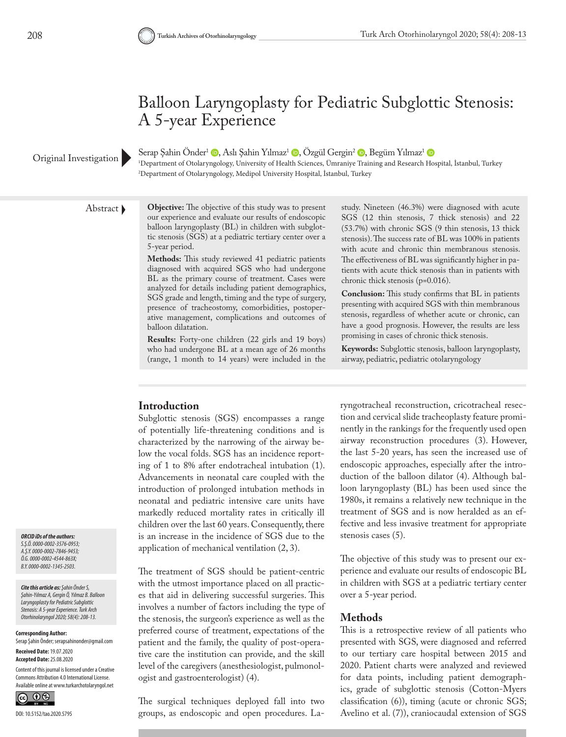# Balloon Laryngoplasty for Pediatric Subglottic Stenosis: A 5-year Experience

Original Investigation

Serap Şahin Önder[1], Aslı Şahin Yılmaz[1], Özgül Gergin[2], Begüm Yılmaz[1]

[1]Department of Otolaryngology, University of Health Sciences, Ümraniye Training and Research Hospital, İstanbul, Turkey
[2]Department of Otolaryngology, Medipol University Hospital, İstanbul, Turkey

## Abstract

**Objective:** The objective of this study was to present our experience and evaluate our results of endoscopic balloon laryngoplasty (BL) in children with subglottic stenosis (SGS) at a pediatric tertiary center over a 5-year period.

**Methods:** This study reviewed 41 pediatric patients diagnosed with acquired SGS who had undergone BL as the primary course of treatment. Cases were analyzed for details including patient demographics, SGS grade and length, timing and the type of surgery, presence of tracheostomy, comorbidities, postoperative management, complications and outcomes of balloon dilatation.

**Results:** Forty-one children (22 girls and 19 boys) who had undergone BL at a mean age of 26 months (range, 1 month to 14 years) were included in the study. Nineteen (46.3%) were diagnosed with acute SGS (12 thin stenosis, 7 thick stenosis) and 22 (53.7%) with chronic SGS (9 thin stenosis, 13 thick stenosis). The success rate of BL was 100% in patients with acute and chronic thin membranous stenosis. The effectiveness of BL was significantly higher in patients with acute thick stenosis than in patients with chronic thick stenosis (p=0.016).

**Conclusion:** This study confirms that BL in patients presenting with acquired SGS with thin membranous stenosis, regardless of whether acute or chronic, can have a good prognosis. However, the results are less promising in cases of chronic thick stenosis.

**Keywords:** Subglottic stenosis, balloon laryngoplasty, airway, pediatric, pediatric otolaryngology

## Introduction

Subglottic stenosis (SGS) encompasses a range of potentially life-threatening conditions and is characterized by the narrowing of the airway below the vocal folds. SGS has an incidence reporting of 1 to 8% after endotracheal intubation (1). Advancements in neonatal care coupled with the introduction of prolonged intubation methods in neonatal and pediatric intensive care units have markedly reduced mortality rates in critically ill children over the last 60 years. Consequently, there is an increase in the incidence of SGS due to the application of mechanical ventilation (2, 3).

The treatment of SGS should be patient-centric with the utmost importance placed on all practices that aid in delivering successful surgeries. This involves a number of factors including the type of the stenosis, the surgeon's experience as well as the preferred course of treatment, expectations of the patient and the family, the quality of post-operative care the institution can provide, and the skill level of the caregivers (anesthesiologist, pulmonologist and gastroenterologist) (4).

The surgical techniques deployed fall into two groups, as endoscopic and open procedures. Laryngotracheal reconstruction, cricotracheal resection and cervical slide tracheoplasty feature prominently in the rankings for the frequently used open airway reconstruction procedures (3). However, the last 5-20 years, has seen the increased use of endoscopic approaches, especially after the introduction of the balloon dilator (4). Although balloon laryngoplasty (BL) has been used since the 1980s, it remains a relatively new technique in the treatment of SGS and is now heralded as an effective and less invasive treatment for appropriate stenosis cases (5).

The objective of this study was to present our experience and evaluate our results of endoscopic BL in children with SGS at a pediatric tertiary center over a 5-year period.

## Methods

This is a retrospective review of all patients who presented with SGS, were diagnosed and referred to our tertiary care hospital between 2015 and 2020. Patient charts were analyzed and reviewed for data points, including patient demographics, grade of subglottic stenosis (Cotton-Myers classification (6)), timing (acute or chronic SGS; Avelino et al. (7)), craniocaudal extension of SGS

*ORCID iDs of the authors:*
*S.Ş.Ö. 0000-0002-3576-0953;*
*A.Ş.Y. 0000-0002-7846-9453;*
*Ö.G. 0000-0002-4544-863X;*
*B.Y. 0000-0002-1345-2503.*

***Cite this article as:*** *Şahin Önder S, Şahin-Yılmaz A, Gergin Ö, Yılmaz B. Balloon Laryngoplasty for Pediatric Subglottic Stenosis: A 5-year Experience. Turk Arch Otorhinolaryngol 2020; 58(4): 208-13.*

**Corresponding Author:**
Serap Şahin Önder; serapsahinonder@gmail.com

**Received Date:** 19.07.2020
**Accepted Date:** 25.08.2020

Content of this journal is licensed under a Creative Commons Attribution 4.0 International License. Available online at www.turkarchotolaryngol.net

DOI: 10.5152/tao.2020.5795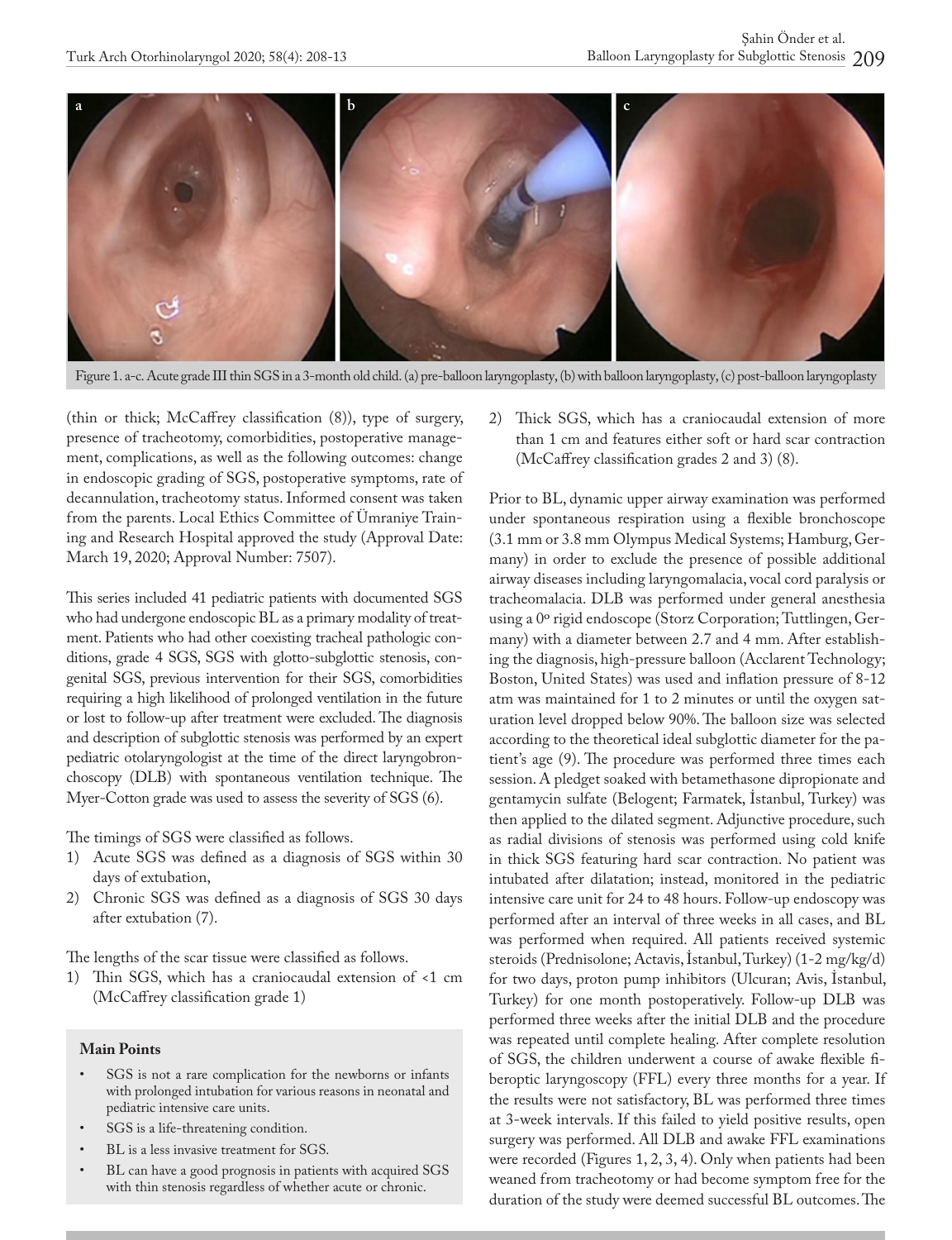Figure 1. a-c. Acute grade III thin SGS in a 3-month old child. (a) pre-balloon laryngoplasty, (b) with balloon laryngoplasty, (c) post-balloon laryngoplasty

(thin or thick; McCaffrey classification (8)), type of surgery, presence of tracheotomy, comorbidities, postoperative management, complications, as well as the following outcomes: change in endoscopic grading of SGS, postoperative symptoms, rate of decannulation, tracheotomy status. Informed consent was taken from the parents. Local Ethics Committee of Ümraniye Training and Research Hospital approved the study (Approval Date: March 19, 2020; Approval Number: 7507).

This series included 41 pediatric patients with documented SGS who had undergone endoscopic BL as a primary modality of treatment. Patients who had other coexisting tracheal pathologic conditions, grade 4 SGS, SGS with glotto-subglottic stenosis, congenital SGS, previous intervention for their SGS, comorbidities requiring a high likelihood of prolonged ventilation in the future or lost to follow-up after treatment were excluded. The diagnosis and description of subglottic stenosis was performed by an expert pediatric otolaryngologist at the time of the direct laryngobronchoscopy (DLB) with spontaneous ventilation technique. The Myer-Cotton grade was used to assess the severity of SGS (6).

The timings of SGS were classified as follows.

1) Acute SGS was defined as a diagnosis of SGS within 30 days of extubation,
2) Chronic SGS was defined as a diagnosis of SGS 30 days after extubation (7).

The lengths of the scar tissue were classified as follows.

1) Thin SGS, which has a craniocaudal extension of <1 cm (McCaffrey classification grade 1)
2) Thick SGS, which has a craniocaudal extension of more than 1 cm and features either soft or hard scar contraction (McCaffrey classification grades 2 and 3) (8).

**Main Points**

- SGS is not a rare complication for the newborns or infants with prolonged intubation for various reasons in neonatal and pediatric intensive care units.
- SGS is a life-threatening condition.
- BL is a less invasive treatment for SGS.
- BL can have a good prognosis in patients with acquired SGS with thin stenosis regardless of whether acute or chronic.

Prior to BL, dynamic upper airway examination was performed under spontaneous respiration using a flexible bronchoscope (3.1 mm or 3.8 mm Olympus Medical Systems; Hamburg, Germany) in order to exclude the presence of possible additional airway diseases including laryngomalacia, vocal cord paralysis or tracheomalacia. DLB was performed under general anesthesia using a 0º rigid endoscope (Storz Corporation; Tuttlingen, Germany) with a diameter between 2.7 and 4 mm. After establishing the diagnosis, high-pressure balloon (Acclarent Technology; Boston, United States) was used and inflation pressure of 8-12 atm was maintained for 1 to 2 minutes or until the oxygen saturation level dropped below 90%. The balloon size was selected according to the theoretical ideal subglottic diameter for the patient's age (9). The procedure was performed three times each session. A pledget soaked with betamethasone dipropionate and gentamycin sulfate (Belogent; Farmatek, İstanbul, Turkey) was then applied to the dilated segment. Adjunctive procedure, such as radial divisions of stenosis was performed using cold knife in thick SGS featuring hard scar contraction. No patient was intubated after dilatation; instead, monitored in the pediatric intensive care unit for 24 to 48 hours. Follow-up endoscopy was performed after an interval of three weeks in all cases, and BL was performed when required. All patients received systemic steroids (Prednisolone; Actavis, İstanbul, Turkey) (1-2 mg/kg/d) for two days, proton pump inhibitors (Ulcuran; Avis, İstanbul, Turkey) for one month postoperatively. Follow-up DLB was performed three weeks after the initial DLB and the procedure was repeated until complete healing. After complete resolution of SGS, the children underwent a course of awake flexible fiberoptic laryngoscopy (FFL) every three months for a year. If the results were not satisfactory, BL was performed three times at 3-week intervals. If this failed to yield positive results, open surgery was performed. All DLB and awake FFL examinations were recorded (Figures 1, 2, 3, 4). Only when patients had been weaned from tracheotomy or had become symptom free for the duration of the study were deemed successful BL outcomes. The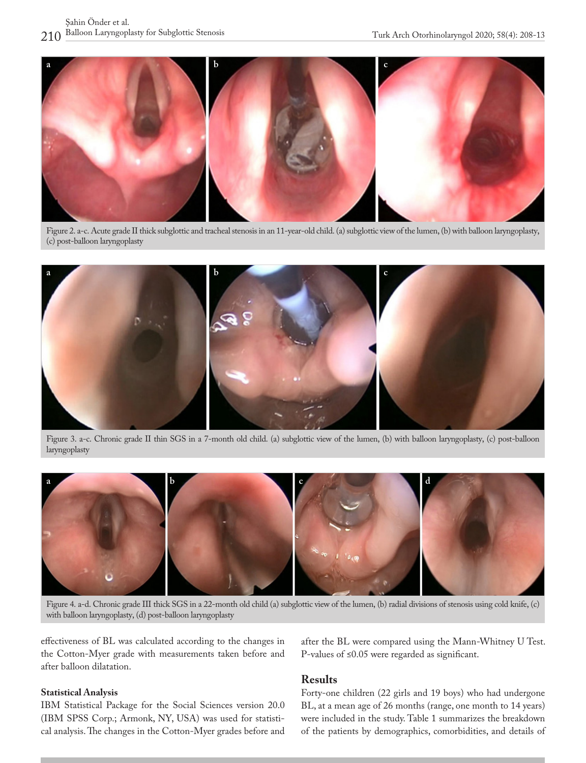Figure 2. a-c. Acute grade II thick subglottic and tracheal stenosis in an 11-year-old child. (a) subglottic view of the lumen, (b) with balloon laryngoplasty, (c) post-balloon laryngoplasty

Figure 3. a-c. Chronic grade II thin SGS in a 7-month old child. (a) subglottic view of the lumen, (b) with balloon laryngoplasty, (c) post-balloon laryngoplasty

Figure 4. a-d. Chronic grade III thick SGS in a 22-month old child (a) subglottic view of the lumen, (b) radial divisions of stenosis using cold knife, (c) with balloon laryngoplasty, (d) post-balloon laryngoplasty

effectiveness of BL was calculated according to the changes in the Cotton-Myer grade with measurements taken before and after balloon dilatation.

### Statistical Analysis

IBM Statistical Package for the Social Sciences version 20.0 (IBM SPSS Corp.; Armonk, NY, USA) was used for statistical analysis. The changes in the Cotton-Myer grades before and after the BL were compared using the Mann-Whitney U Test. P-values of ≤0.05 were regarded as significant.

## Results

Forty-one children (22 girls and 19 boys) who had undergone BL, at a mean age of 26 months (range, one month to 14 years) were included in the study. Table 1 summarizes the breakdown of the patients by demographics, comorbidities, and details of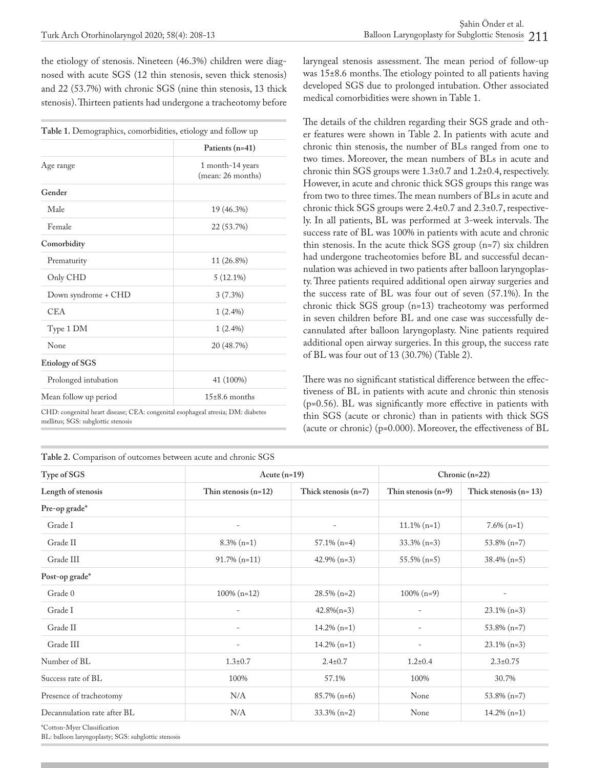the etiology of stenosis. Nineteen (46.3%) children were diagnosed with acute SGS (12 thin stenosis, seven thick stenosis) and 22 (53.7%) with chronic SGS (nine thin stenosis, 13 thick stenosis). Thirteen patients had undergone a tracheotomy before laryngeal stenosis assessment. The mean period of follow-up was 15±8.6 months. The etiology pointed to all patients having developed SGS due to prolonged intubation. Other associated medical comorbidities were shown in Table 1.

**Table 1.** Demographics, comorbidities, etiology and follow up

| | Patients (n=41) |
|---|---|
| Age range | 1 month-14 years (mean: 26 months) |
| **Gender** | |
| Male | 19 (46.3%) |
| Female | 22 (53.7%) |
| **Comorbidity** | |
| Prematurity | 11 (26.8%) |
| Only CHD | 5 (12.1%) |
| Down syndrome + CHD | 3 (7.3%) |
| CEA | 1 (2.4%) |
| Type 1 DM | 1 (2.4%) |
| None | 20 (48.7%) |
| **Etiology of SGS** | |
| Prolonged intubation | 41 (100%) |
| Mean follow up period | 15±8.6 months |

CHD: congenital heart disease; CEA: congenital esophageal atresia; DM: diabetes mellitus; SGS: subglottic stenosis

The details of the children regarding their SGS grade and other features were shown in Table 2. In patients with acute and chronic thin stenosis, the number of BLs ranged from one to two times. Moreover, the mean numbers of BLs in acute and chronic thin SGS groups were 1.3±0.7 and 1.2±0.4, respectively. However, in acute and chronic thick SGS groups this range was from two to three times. The mean numbers of BLs in acute and chronic thick SGS groups were 2.4±0.7 and 2.3±0.7, respectively. In all patients, BL was performed at 3-week intervals. The success rate of BL was 100% in patients with acute and chronic thin stenosis. In the acute thick SGS group (n=7) six children had undergone tracheotomies before BL and successful decannulation was achieved in two patients after balloon laryngoplasty. Three patients required additional open airway surgeries and the success rate of BL was four out of seven (57.1%). In the chronic thick SGS group (n=13) tracheotomy was performed in seven children before BL and one case was successfully decannulated after balloon laryngoplasty. Nine patients required additional open airway surgeries. In this group, the success rate of BL was four out of 13 (30.7%) (Table 2).

There was no significant statistical difference between the effectiveness of BL in patients with acute and chronic thin stenosis (p=0.56). BL was significantly more effective in patients with thin SGS (acute or chronic) than in patients with thick SGS (acute or chronic) (p=0.000). Moreover, the effectiveness of BL

**Table 2.** Comparison of outcomes between acute and chronic SGS

| Type of SGS | Acute (n=19) | | Chronic (n=22) | |
|---|---|---|---|---|
| Length of stenosis | Thin stenosis (n=12) | Thick stenosis (n=7) | Thin stenosis (n=9) | Thick stenosis (n= 13) |
| **Pre-op grade*** | | | | |
| Grade I | - | - | 11.1% (n=1) | 7.6% (n=1) |
| Grade II | 8.3% (n=1) | 57.1% (n=4) | 33.3% (n=3) | 53.8% (n=7) |
| Grade III | 91.7% (n=11) | 42.9% (n=3) | 55.5% (n=5) | 38.4% (n=5) |
| **Post-op grade*** | | | | |
| Grade 0 | 100% (n=12) | 28.5% (n=2) | 100% (n=9) | - |
| Grade I | - | 42.8%(n=3) | - | 23.1% (n=3) |
| Grade II | - | 14.2% (n=1) | - | 53.8% (n=7) |
| Grade III | - | 14.2% (n=1) | - | 23.1% (n=3) |
| Number of BL | 1.3±0.7 | 2.4±0.7 | 1.2±0.4 | 2.3±0.75 |
| Success rate of BL | 100% | 57.1% | 100% | 30.7% |
| Presence of tracheotomy | N/A | 85.7% (n=6) | None | 53.8% (n=7) |
| Decannulation rate after BL | N/A | 33.3% (n=2) | None | 14.2% (n=1) |

*Cotton-Myer Classification
BL: balloon laryngoplasty; SGS: subglottic stenosis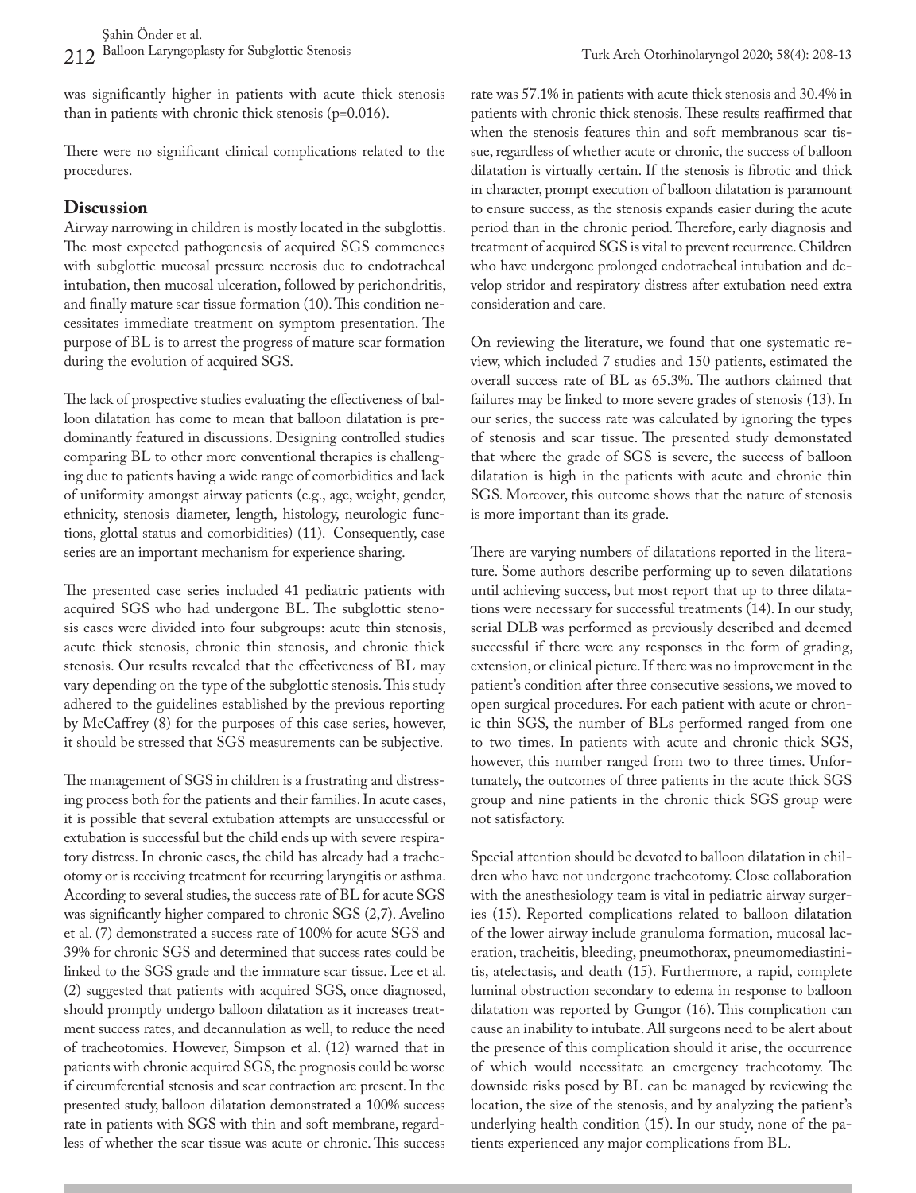was significantly higher in patients with acute thick stenosis than in patients with chronic thick stenosis (p=0.016).

There were no significant clinical complications related to the procedures.

## Discussion

Airway narrowing in children is mostly located in the subglottis. The most expected pathogenesis of acquired SGS commences with subglottic mucosal pressure necrosis due to endotracheal intubation, then mucosal ulceration, followed by perichondritis, and finally mature scar tissue formation (10). This condition necessitates immediate treatment on symptom presentation. The purpose of BL is to arrest the progress of mature scar formation during the evolution of acquired SGS.

The lack of prospective studies evaluating the effectiveness of balloon dilatation has come to mean that balloon dilatation is predominantly featured in discussions. Designing controlled studies comparing BL to other more conventional therapies is challenging due to patients having a wide range of comorbidities and lack of uniformity amongst airway patients (e.g., age, weight, gender, ethnicity, stenosis diameter, length, histology, neurologic functions, glottal status and comorbidities) (11). Consequently, case series are an important mechanism for experience sharing.

The presented case series included 41 pediatric patients with acquired SGS who had undergone BL. The subglottic stenosis cases were divided into four subgroups: acute thin stenosis, acute thick stenosis, chronic thin stenosis, and chronic thick stenosis. Our results revealed that the effectiveness of BL may vary depending on the type of the subglottic stenosis. This study adhered to the guidelines established by the previous reporting by McCaffrey (8) for the purposes of this case series, however, it should be stressed that SGS measurements can be subjective.

The management of SGS in children is a frustrating and distressing process both for the patients and their families. In acute cases, it is possible that several extubation attempts are unsuccessful or extubation is successful but the child ends up with severe respiratory distress. In chronic cases, the child has already had a tracheotomy or is receiving treatment for recurring laryngitis or asthma. According to several studies, the success rate of BL for acute SGS was significantly higher compared to chronic SGS (2,7). Avelino et al. (7) demonstrated a success rate of 100% for acute SGS and 39% for chronic SGS and determined that success rates could be linked to the SGS grade and the immature scar tissue. Lee et al. (2) suggested that patients with acquired SGS, once diagnosed, should promptly undergo balloon dilatation as it increases treatment success rates, and decannulation as well, to reduce the need of tracheotomies. However, Simpson et al. (12) warned that in patients with chronic acquired SGS, the prognosis could be worse if circumferential stenosis and scar contraction are present. In the presented study, balloon dilatation demonstrated a 100% success rate in patients with SGS with thin and soft membrane, regardless of whether the scar tissue was acute or chronic. This success rate was 57.1% in patients with acute thick stenosis and 30.4% in patients with chronic thick stenosis. These results reaffirmed that when the stenosis features thin and soft membranous scar tissue, regardless of whether acute or chronic, the success of balloon dilatation is virtually certain. If the stenosis is fibrotic and thick in character, prompt execution of balloon dilatation is paramount to ensure success, as the stenosis expands easier during the acute period than in the chronic period. Therefore, early diagnosis and treatment of acquired SGS is vital to prevent recurrence. Children who have undergone prolonged endotracheal intubation and develop stridor and respiratory distress after extubation need extra consideration and care.

On reviewing the literature, we found that one systematic review, which included 7 studies and 150 patients, estimated the overall success rate of BL as 65.3%. The authors claimed that failures may be linked to more severe grades of stenosis (13). In our series, the success rate was calculated by ignoring the types of stenosis and scar tissue. The presented study demonstated that where the grade of SGS is severe, the success of balloon dilatation is high in the patients with acute and chronic thin SGS. Moreover, this outcome shows that the nature of stenosis is more important than its grade.

There are varying numbers of dilatations reported in the literature. Some authors describe performing up to seven dilatations until achieving success, but most report that up to three dilatations were necessary for successful treatments (14). In our study, serial DLB was performed as previously described and deemed successful if there were any responses in the form of grading, extension, or clinical picture. If there was no improvement in the patient's condition after three consecutive sessions, we moved to open surgical procedures. For each patient with acute or chronic thin SGS, the number of BLs performed ranged from one to two times. In patients with acute and chronic thick SGS, however, this number ranged from two to three times. Unfortunately, the outcomes of three patients in the acute thick SGS group and nine patients in the chronic thick SGS group were not satisfactory.

Special attention should be devoted to balloon dilatation in children who have not undergone tracheotomy. Close collaboration with the anesthesiology team is vital in pediatric airway surgeries (15). Reported complications related to balloon dilatation of the lower airway include granuloma formation, mucosal laceration, tracheitis, bleeding, pneumothorax, pneumomediastinitis, atelectasis, and death (15). Furthermore, a rapid, complete luminal obstruction secondary to edema in response to balloon dilatation was reported by Gungor (16). This complication can cause an inability to intubate. All surgeons need to be alert about the presence of this complication should it arise, the occurrence of which would necessitate an emergency tracheotomy. The downside risks posed by BL can be managed by reviewing the location, the size of the stenosis, and by analyzing the patient's underlying health condition (15). In our study, none of the patients experienced any major complications from BL.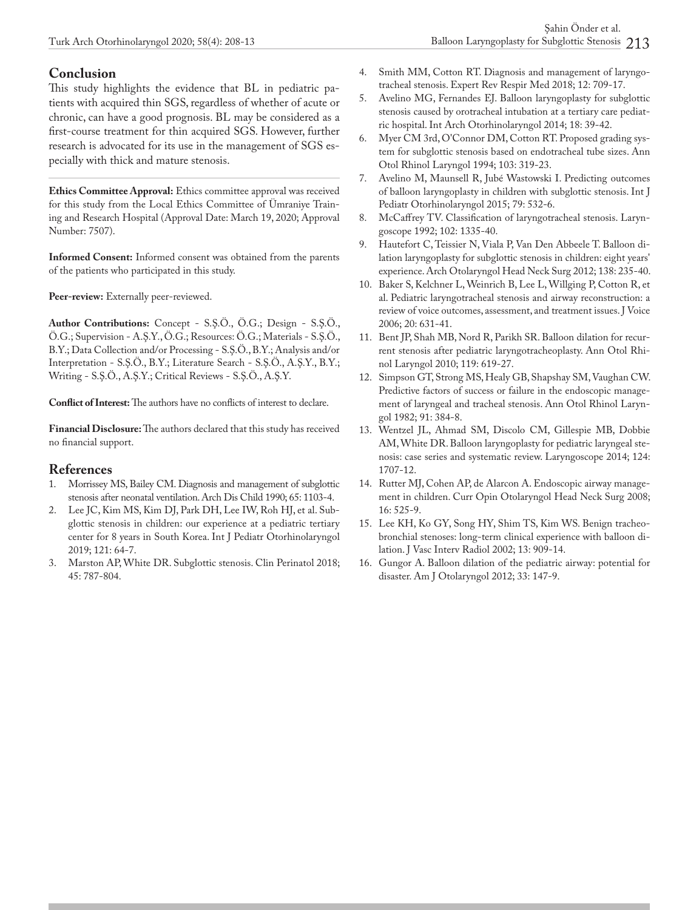## Conclusion

This study highlights the evidence that BL in pediatric patients with acquired thin SGS, regardless of whether of acute or chronic, can have a good prognosis. BL may be considered as a first-course treatment for thin acquired SGS. However, further research is advocated for its use in the management of SGS especially with thick and mature stenosis.

**Ethics Committee Approval:** Ethics committee approval was received for this study from the Local Ethics Committee of Ümraniye Training and Research Hospital (Approval Date: March 19, 2020; Approval Number: 7507).

**Informed Consent:** Informed consent was obtained from the parents of the patients who participated in this study.

**Peer-review:** Externally peer-reviewed.

**Author Contributions:** Concept - S.Ş.Ö., Ö.G.; Design - S.Ş.Ö., Ö.G.; Supervision - A.Ş.Y., Ö.G.; Resources: Ö.G.; Materials - S.Ş.Ö., B.Y.; Data Collection and/or Processing - S.Ş.Ö., B.Y.; Analysis and/or Interpretation - S.Ş.Ö., B.Y.; Literature Search - S.Ş.Ö., A.Ş.Y., B.Y.; Writing - S.Ş.Ö., A.Ş.Y.; Critical Reviews - S.Ş.Ö., A.Ş.Y.

**Conflict of Interest:** The authors have no conflicts of interest to declare.

**Financial Disclosure:** The authors declared that this study has received no financial support.

## References

1. Morrissey MS, Bailey CM. Diagnosis and management of subglottic stenosis after neonatal ventilation. Arch Dis Child 1990; 65: 1103-4.
2. Lee JC, Kim MS, Kim DJ, Park DH, Lee IW, Roh HJ, et al. Subglottic stenosis in children: our experience at a pediatric tertiary center for 8 years in South Korea. Int J Pediatr Otorhinolaryngol 2019; 121: 64-7.
3. Marston AP, White DR. Subglottic stenosis. Clin Perinatol 2018; 45: 787-804.
4. Smith MM, Cotton RT. Diagnosis and management of laryngotracheal stenosis. Expert Rev Respir Med 2018; 12: 709-17.
5. Avelino MG, Fernandes EJ. Balloon laryngoplasty for subglottic stenosis caused by orotracheal intubation at a tertiary care pediatric hospital. Int Arch Otorhinolaryngol 2014; 18: 39-42.
6. Myer CM 3rd, O'Connor DM, Cotton RT. Proposed grading system for subglottic stenosis based on endotracheal tube sizes. Ann Otol Rhinol Laryngol 1994; 103: 319-23.
7. Avelino M, Maunsell R, Jubé Wastowski I. Predicting outcomes of balloon laryngoplasty in children with subglottic stenosis. Int J Pediatr Otorhinolaryngol 2015; 79: 532-6.
8. McCaffrey TV. Classification of laryngotracheal stenosis. Laryngoscope 1992; 102: 1335-40.
9. Hautefort C, Teissier N, Viala P, Van Den Abbeele T. Balloon dilation laryngoplasty for subglottic stenosis in children: eight years' experience. Arch Otolaryngol Head Neck Surg 2012; 138: 235-40.
10. Baker S, Kelchner L, Weinrich B, Lee L, Willging P, Cotton R, et al. Pediatric laryngotracheal stenosis and airway reconstruction: a review of voice outcomes, assessment, and treatment issues. J Voice 2006; 20: 631-41.
11. Bent JP, Shah MB, Nord R, Parikh SR. Balloon dilation for recurrent stenosis after pediatric laryngotracheoplasty. Ann Otol Rhinol Laryngol 2010; 119: 619-27.
12. Simpson GT, Strong MS, Healy GB, Shapshay SM, Vaughan CW. Predictive factors of success or failure in the endoscopic management of laryngeal and tracheal stenosis. Ann Otol Rhinol Laryngol 1982; 91: 384-8.
13. Wentzel JL, Ahmad SM, Discolo CM, Gillespie MB, Dobbie AM, White DR. Balloon laryngoplasty for pediatric laryngeal stenosis: case series and systematic review. Laryngoscope 2014; 124: 1707-12.
14. Rutter MJ, Cohen AP, de Alarcon A. Endoscopic airway management in children. Curr Opin Otolaryngol Head Neck Surg 2008; 16: 525-9.
15. Lee KH, Ko GY, Song HY, Shim TS, Kim WS. Benign tracheobronchial stenoses: long-term clinical experience with balloon dilation. J Vasc Interv Radiol 2002; 13: 909-14.
16. Gungor A. Balloon dilation of the pediatric airway: potential for disaster. Am J Otolaryngol 2012; 33: 147-9.